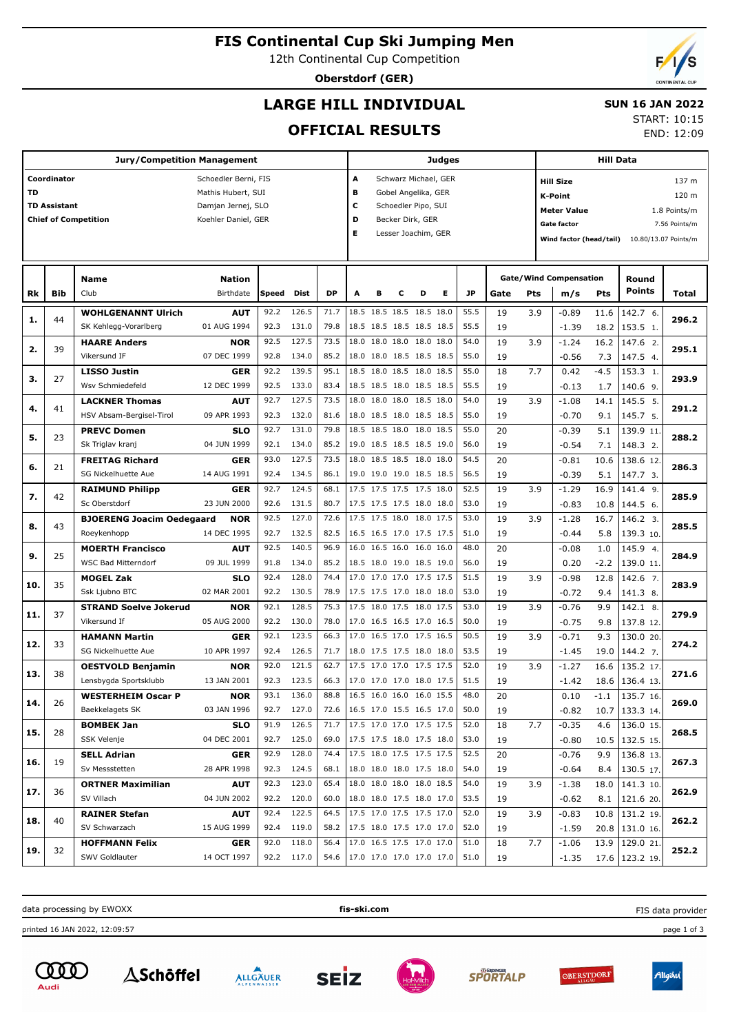# FIS Continental Cup Ski Jumping Men

12th Continental Cup Competition

**Oberstdorf (GER)**

## LARGE HILL INDIVIDUAL

## OFFICIAL RESULTS

**SUN 16 JAN 2022**

START: 10:15

END: 12:09

| Jury/Competition Management | |
|---|---|
| Coordinator | Schoedler Berni, FIS |
| TD | Mathis Hubert, SUI |
| TD Assistant | Damjan Jernej, SLO |
| Chief of Competition | Koehler Daniel, GER |

| Judges | |
|---|---|
| A | Schwarz Michael, GER |
| B | Gobel Angelika, GER |
| C | Schoedler Pipo, SUI |
| D | Becker Dirk, GER |
| E | Lesser Joachim, GER |

| Hill Data | |
|---|---|
| Hill Size | 137 m |
| K-Point | 120 m |
| Meter Value | 1.8 Points/m |
| Gate factor | 7.56 Points/m |
| Wind factor (head/tail) | 10.80/13.07 Points/m |

| Rk | Bib | Name / Club | Nation / Birthdate | Speed | Dist | DP | A | B | C | D | E | JP | Gate | Pts | m/s | Pts | Round Points | Total |
|---|---|---|---|---|---|---|---|---|---|---|---|---|---|---|---|---|---|---|
| 1. | 44 | **WOHLGENANNT Ulrich** | **AUT** | 92.2 | 126.5 | 71.7 | 18.5 | 18.5 | 18.5 | 18.5 | 18.0 | 55.5 | 19 | 3.9 | -0.89 | 11.6 | 142.7 6. | **296.2** |
| | | SK Kehlegg-Vorarlberg | 01 AUG 1994 | 92.3 | 131.0 | 79.8 | 18.5 | 18.5 | 18.5 | 18.5 | 18.5 | 55.5 | 19 | | -1.39 | 18.2 | 153.5 1. | |
| 2. | 39 | **HAARE Anders** | **NOR** | 92.5 | 127.5 | 73.5 | 18.0 | 18.0 | 18.0 | 18.0 | 18.0 | 54.0 | 19 | 3.9 | -1.24 | 16.2 | 147.6 2. | **295.1** |
| | | Vikersund IF | 07 DEC 1999 | 92.8 | 134.0 | 85.2 | 18.0 | 18.0 | 18.5 | 18.5 | 18.5 | 55.0 | 19 | | -0.56 | 7.3 | 147.5 4. | |
| 3. | 27 | **LISSO Justin** | **GER** | 92.2 | 139.5 | 95.1 | 18.5 | 18.0 | 18.5 | 18.0 | 18.5 | 55.0 | 18 | 7.7 | 0.42 | -4.5 | 153.3 1. | **293.9** |
| | | Wsv Schmiedefeld | 12 DEC 1999 | 92.5 | 133.0 | 83.4 | 18.5 | 18.5 | 18.0 | 18.5 | 18.5 | 55.5 | 19 | | -0.13 | 1.7 | 140.6 9. | |
| 4. | 41 | **LACKNER Thomas** | **AUT** | 92.7 | 127.5 | 73.5 | 18.0 | 18.0 | 18.0 | 18.5 | 18.0 | 54.0 | 19 | 3.9 | -1.08 | 14.1 | 145.5 5. | **291.2** |
| | | HSV Absam-Bergisel-Tirol | 09 APR 1993 | 92.3 | 132.0 | 81.6 | 18.0 | 18.5 | 18.0 | 18.5 | 18.5 | 55.0 | 19 | | -0.70 | 9.1 | 145.7 5. | |
| 5. | 23 | **PREVC Domen** | **SLO** | 92.7 | 131.0 | 79.8 | 18.5 | 18.5 | 18.0 | 18.0 | 18.5 | 55.0 | 20 | | -0.39 | 5.1 | 139.9 11. | **288.2** |
| | | Sk Triglav kranj | 04 JUN 1999 | 92.1 | 134.0 | 85.2 | 19.0 | 18.5 | 18.5 | 18.5 | 19.0 | 56.0 | 19 | | -0.54 | 7.1 | 148.3 2. | |
| 6. | 21 | **FREITAG Richard** | **GER** | 93.0 | 127.5 | 73.5 | 18.0 | 18.5 | 18.5 | 18.0 | 18.0 | 54.5 | 20 | | -0.81 | 10.6 | 138.6 12. | **286.3** |
| | | SG Nickelhuette Aue | 14 AUG 1991 | 92.4 | 134.5 | 86.1 | 19.0 | 19.0 | 19.0 | 18.5 | 18.5 | 56.5 | 19 | | -0.39 | 5.1 | 147.7 3. | |
| 7. | 42 | **RAIMUND Philipp** | **GER** | 92.7 | 124.5 | 68.1 | 17.5 | 17.5 | 17.5 | 17.5 | 18.0 | 52.5 | 19 | 3.9 | -1.29 | 16.9 | 141.4 9. | **285.9** |
| | | Sc Oberstdorf | 23 JUN 2000 | 92.6 | 131.5 | 80.7 | 17.5 | 17.5 | 17.5 | 18.0 | 18.0 | 53.0 | 19 | | -0.83 | 10.8 | 144.5 6. | |
| 8. | 43 | **BJOERENG Joacim Oedegaard** | **NOR** | 92.5 | 127.0 | 72.6 | 17.5 | 17.5 | 18.0 | 18.0 | 17.5 | 53.0 | 19 | 3.9 | -1.28 | 16.7 | 146.2 3. | **285.5** |
| | | Roeykenhopp | 14 DEC 1995 | 92.7 | 132.5 | 82.5 | 16.5 | 16.5 | 17.0 | 17.5 | 17.5 | 51.0 | 19 | | -0.44 | 5.8 | 139.3 10. | |
| 9. | 25 | **MOERTH Francisco** | **AUT** | 92.5 | 140.5 | 96.9 | 16.0 | 16.5 | 16.0 | 16.0 | 16.0 | 48.0 | 20 | | -0.08 | 1.0 | 145.9 4. | **284.9** |
| | | WSC Bad Mitterndorf | 09 JUL 1999 | 91.8 | 134.0 | 85.2 | 18.5 | 18.0 | 19.0 | 18.5 | 19.0 | 56.0 | 19 | | 0.20 | -2.2 | 139.0 11. | |
| 10. | 35 | **MOGEL Zak** | **SLO** | 92.4 | 128.0 | 74.4 | 17.0 | 17.0 | 17.0 | 17.5 | 17.5 | 51.5 | 19 | 3.9 | -0.98 | 12.8 | 142.6 7. | **283.9** |
| | | Ssk Ljubno BTC | 02 MAR 2001 | 92.2 | 130.5 | 78.9 | 17.5 | 17.5 | 17.0 | 18.0 | 18.0 | 53.0 | 19 | | -0.72 | 9.4 | 141.3 8. | |
| 11. | 37 | **STRAND Soelve Jokerud** | **NOR** | 92.1 | 128.5 | 75.3 | 17.5 | 18.0 | 17.5 | 18.0 | 17.5 | 53.0 | 19 | 3.9 | -0.76 | 9.9 | 142.1 8. | **279.9** |
| | | Vikersund If | 05 AUG 2000 | 92.2 | 130.0 | 78.0 | 17.0 | 16.5 | 16.5 | 17.0 | 16.5 | 50.0 | 19 | | -0.75 | 9.8 | 137.8 12. | |
| 12. | 33 | **HAMANN Martin** | **GER** | 92.1 | 123.5 | 66.3 | 17.0 | 16.5 | 17.0 | 17.5 | 16.5 | 50.5 | 19 | 3.9 | -0.71 | 9.3 | 130.0 20. | **274.2** |
| | | SG Nickelhuette Aue | 10 APR 1997 | 92.4 | 126.5 | 71.7 | 18.0 | 17.5 | 17.5 | 18.0 | 18.0 | 53.5 | 19 | | -1.45 | 19.0 | 144.2 7. | |
| 13. | 38 | **OESTVOLD Benjamin** | **NOR** | 92.0 | 121.5 | 62.7 | 17.5 | 17.0 | 17.0 | 17.5 | 17.5 | 52.0 | 19 | 3.9 | -1.27 | 16.6 | 135.2 17. | **271.6** |
| | | Lensbygda Sportsklubb | 13 JAN 2001 | 92.3 | 123.5 | 66.3 | 17.0 | 17.0 | 17.0 | 18.0 | 17.5 | 51.5 | 19 | | -1.42 | 18.6 | 136.4 13. | |
| 14. | 26 | **WESTERHEIM Oscar P** | **NOR** | 93.1 | 136.0 | 88.8 | 16.5 | 16.0 | 16.0 | 16.0 | 15.5 | 48.0 | 20 | | 0.10 | -1.1 | 135.7 16. | **269.0** |
| | | Baekkelagets SK | 03 JAN 1996 | 92.7 | 127.0 | 72.6 | 16.5 | 17.0 | 15.5 | 16.5 | 17.0 | 50.0 | 19 | | -0.82 | 10.7 | 133.3 14. | |
| 15. | 28 | **BOMBEK Jan** | **SLO** | 91.9 | 126.5 | 71.7 | 17.5 | 17.0 | 17.0 | 17.5 | 17.5 | 52.0 | 18 | 7.7 | -0.35 | 4.6 | 136.0 15. | **268.5** |
| | | SSK Velenje | 04 DEC 2001 | 92.7 | 125.0 | 69.0 | 17.5 | 17.5 | 18.0 | 17.5 | 18.0 | 53.0 | 19 | | -0.80 | 10.5 | 132.5 15. | |
| 16. | 19 | **SELL Adrian** | **GER** | 92.9 | 128.0 | 74.4 | 17.5 | 18.0 | 17.5 | 17.5 | 17.5 | 52.5 | 20 | | -0.76 | 9.9 | 136.8 13. | **267.3** |
| | | Sv Messstetten | 28 APR 1998 | 92.3 | 124.5 | 68.1 | 18.0 | 18.0 | 18.0 | 17.5 | 18.0 | 54.0 | 19 | | -0.64 | 8.4 | 130.5 17. | |
| 17. | 36 | **ORTNER Maximilian** | **AUT** | 92.3 | 123.0 | 65.4 | 18.0 | 18.0 | 18.0 | 18.0 | 18.5 | 54.0 | 19 | 3.9 | -1.38 | 18.0 | 141.3 10. | **262.9** |
| | | SV Villach | 04 JUN 2002 | 92.2 | 120.0 | 60.0 | 18.0 | 18.0 | 17.5 | 18.0 | 17.0 | 53.5 | 19 | | -0.62 | 8.1 | 121.6 20. | |
| 18. | 40 | **RAINER Stefan** | **AUT** | 92.4 | 122.5 | 64.5 | 17.5 | 17.0 | 17.5 | 17.5 | 17.0 | 52.0 | 19 | 3.9 | -0.83 | 10.8 | 131.2 19. | **262.2** |
| | | SV Schwarzach | 15 AUG 1999 | 92.4 | 119.0 | 58.2 | 17.5 | 18.0 | 17.5 | 17.0 | 17.0 | 52.0 | 19 | | -1.59 | 20.8 | 131.0 16. | |
| 19. | 32 | **HOFFMANN Felix** | **GER** | 92.0 | 118.0 | 56.4 | 17.0 | 16.5 | 17.5 | 17.0 | 17.0 | 51.0 | 18 | 7.7 | -1.06 | 13.9 | 129.0 21. | **252.2** |
| | | SWV Goldlauter | 14 OCT 1997 | 92.2 | 117.0 | 54.6 | 17.0 | 17.0 | 17.0 | 17.0 | 17.0 | 51.0 | 19 | | -1.35 | 17.6 | 123.2 19. | |

data processing by EWOXX | fis-ski.com | FIS data provider

printed 16 JAN 2022, 12:09:57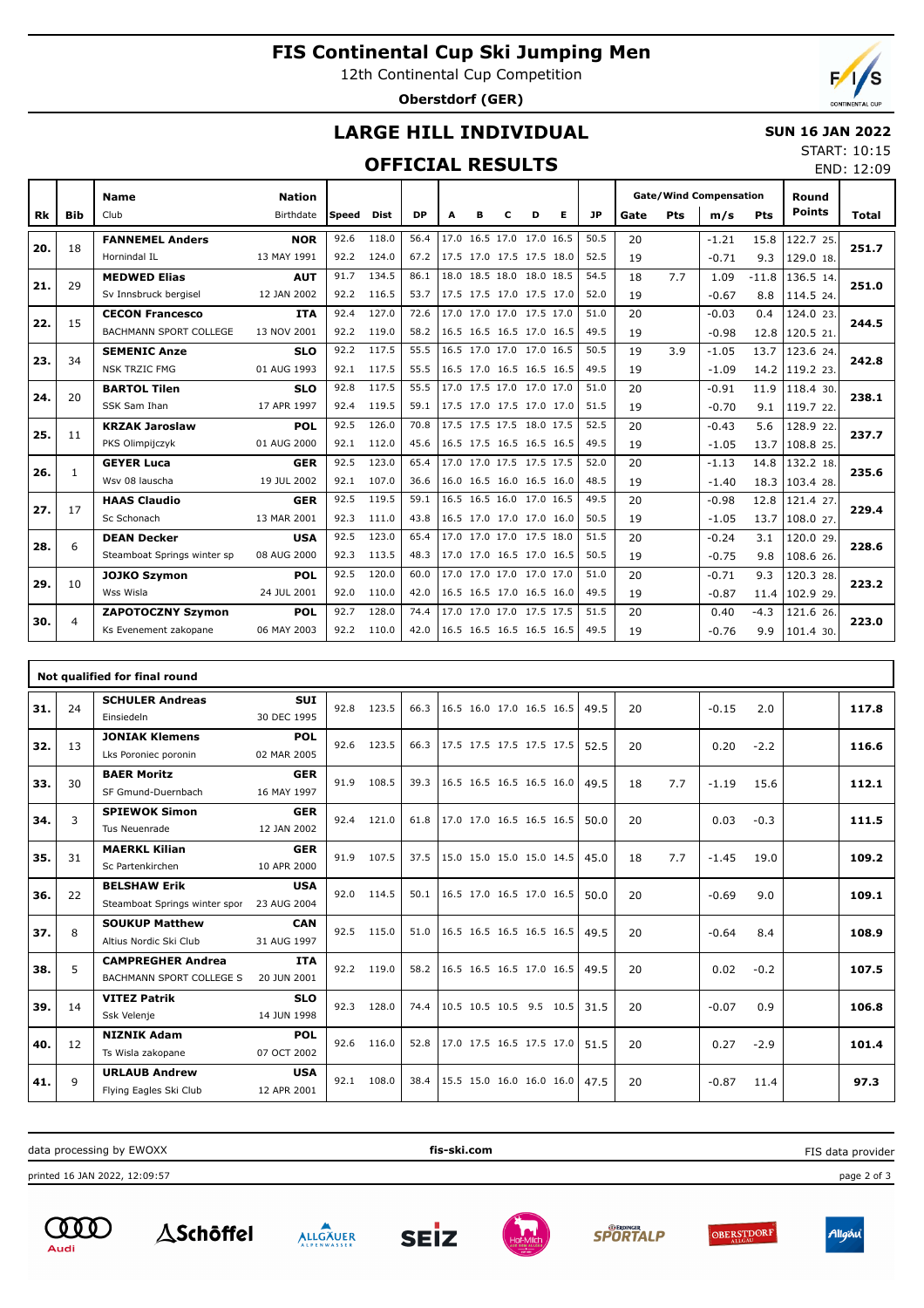# FIS Continental Cup Ski Jumping Men

12th Continental Cup Competition

**Oberstdorf (GER)**

## LARGE HILL INDIVIDUAL

## OFFICIAL RESULTS

**SUN 16 JAN 2022**

START: 10:15

END: 12:09

| Rk | Bib | Name / Club | Nation / Birthdate | Speed | Dist | DP | A | B | C | D | E | JP | Gate | Pts | m/s | Pts | Round Points | Total |
|---|---|---|---|---|---|---|---|---|---|---|---|---|---|---|---|---|---|---|
| 20. | 18 | **FANNEMEL Anders** | **NOR** | 92.6 | 118.0 | 56.4 | 17.0 | 16.5 | 17.0 | 17.0 | 16.5 | 50.5 | 20 | | -1.21 | 15.8 | 122.7 25. | 251.7 |
| | | Hornindal IL | 13 MAY 1991 | 92.2 | 124.0 | 67.2 | 17.5 | 17.0 | 17.5 | 17.5 | 18.0 | 52.5 | 19 | | -0.71 | 9.3 | 129.0 18. | |
| 21. | 29 | **MEDWED Elias** | **AUT** | 91.7 | 134.5 | 86.1 | 18.0 | 18.5 | 18.0 | 18.0 | 18.5 | 54.5 | 18 | 7.7 | 1.09 | -11.8 | 136.5 14. | 251.0 |
| | | Sv Innsbruck bergisel | 12 JAN 2002 | 92.2 | 116.5 | 53.7 | 17.5 | 17.5 | 17.0 | 17.5 | 17.0 | 52.0 | 19 | | -0.67 | 8.8 | 114.5 24. | |
| 22. | 15 | **CECON Francesco** | **ITA** | 92.4 | 127.0 | 72.6 | 17.0 | 17.0 | 17.0 | 17.5 | 17.0 | 51.0 | 20 | | -0.03 | 0.4 | 124.0 23. | 244.5 |
| | | BACHMANN SPORT COLLEGE | 13 NOV 2001 | 92.2 | 119.0 | 58.2 | 16.5 | 16.5 | 16.5 | 17.0 | 16.5 | 49.5 | 19 | | -0.98 | 12.8 | 120.5 21. | |
| 23. | 34 | **SEMENIC Anze** | **SLO** | 92.2 | 117.5 | 55.5 | 16.5 | 17.0 | 17.0 | 17.0 | 16.5 | 50.5 | 19 | 3.9 | -1.05 | 13.7 | 123.6 24. | 242.8 |
| | | NSK TRZIC FMG | 01 AUG 1993 | 92.1 | 117.5 | 55.5 | 16.5 | 17.0 | 16.5 | 16.5 | 16.5 | 49.5 | 19 | | -1.09 | 14.2 | 119.2 23. | |
| 24. | 20 | **BARTOL Tilen** | **SLO** | 92.8 | 117.5 | 55.5 | 17.0 | 17.5 | 17.0 | 17.0 | 17.0 | 51.0 | 20 | | -0.91 | 11.9 | 118.4 30. | 238.1 |
| | | SSK Sam Ihan | 17 APR 1997 | 92.4 | 119.5 | 59.1 | 17.5 | 17.0 | 17.5 | 17.0 | 17.0 | 51.5 | 19 | | -0.70 | 9.1 | 119.7 22. | |
| 25. | 11 | **KRZAK Jaroslaw** | **POL** | 92.5 | 126.0 | 70.8 | 17.5 | 17.5 | 17.5 | 18.0 | 17.5 | 52.5 | 20 | | -0.43 | 5.6 | 128.9 22. | 237.7 |
| | | PKS Olimpijczyk | 01 AUG 2000 | 92.1 | 112.0 | 45.6 | 16.5 | 17.5 | 16.5 | 16.5 | 16.5 | 49.5 | 19 | | -1.05 | 13.7 | 108.8 25. | |
| 26. | 1 | **GEYER Luca** | **GER** | 92.5 | 123.0 | 65.4 | 17.0 | 17.0 | 17.5 | 17.5 | 17.5 | 52.0 | 20 | | -1.13 | 14.8 | 132.2 18. | 235.6 |
| | | Wsv 08 lauscha | 19 JUL 2002 | 92.1 | 107.0 | 36.6 | 16.0 | 16.5 | 16.0 | 16.5 | 16.0 | 48.5 | 19 | | -1.40 | 18.3 | 103.4 28. | |
| 27. | 17 | **HAAS Claudio** | **GER** | 92.5 | 119.5 | 59.1 | 16.5 | 16.5 | 16.0 | 17.0 | 16.5 | 49.5 | 20 | | -0.98 | 12.8 | 121.4 27. | 229.4 |
| | | Sc Schonach | 13 MAR 2001 | 92.3 | 111.0 | 43.8 | 16.5 | 17.0 | 17.0 | 17.0 | 16.0 | 50.5 | 19 | | -1.05 | 13.7 | 108.0 27. | |
| 28. | 6 | **DEAN Decker** | **USA** | 92.5 | 123.0 | 65.4 | 17.0 | 17.0 | 17.0 | 17.5 | 18.0 | 51.5 | 20 | | -0.24 | 3.1 | 120.0 29. | 228.6 |
| | | Steamboat Springs winter sp | 08 AUG 2000 | 92.3 | 113.5 | 48.3 | 17.0 | 17.0 | 16.5 | 17.0 | 16.5 | 50.5 | 19 | | -0.75 | 9.8 | 108.6 26. | |
| 29. | 10 | **JOJKO Szymon** | **POL** | 92.5 | 120.0 | 60.0 | 17.0 | 17.0 | 17.0 | 17.0 | 17.0 | 51.0 | 20 | | -0.71 | 9.3 | 120.3 28. | 223.2 |
| | | Wss Wisla | 24 JUL 2001 | 92.0 | 110.0 | 42.0 | 16.5 | 16.5 | 17.0 | 16.5 | 16.0 | 49.5 | 19 | | -0.87 | 11.4 | 102.9 29. | |
| 30. | 4 | **ZAPOTOCZNY Szymon** | **POL** | 92.7 | 128.0 | 74.4 | 17.0 | 17.0 | 17.0 | 17.5 | 17.5 | 51.5 | 20 | | 0.40 | -4.3 | 121.6 26. | 223.0 |
| | | Ks Evenement zakopane | 06 MAY 2003 | 92.2 | 110.0 | 42.0 | 16.5 | 16.5 | 16.5 | 16.5 | 16.5 | 49.5 | 19 | | -0.76 | 9.9 | 101.4 30. | |

**Not qualified for final round**

| Rk | Bib | Name / Club | Nation / Birthdate | Speed | Dist | DP | A | B | C | D | E | JP | Gate | Pts | m/s | Pts | Round Points | Total |
|---|---|---|---|---|---|---|---|---|---|---|---|---|---|---|---|---|---|---|
| 31. | 24 | **SCHULER Andreas** / Einsiedeln | **SUI** / 30 DEC 1995 | 92.8 | 123.5 | 66.3 | 16.5 | 16.0 | 17.0 | 16.5 | 16.5 | 49.5 | 20 | | -0.15 | 2.0 | | 117.8 |
| 32. | 13 | **JONIAK Klemens** / Lks Poroniec poronin | **POL** / 02 MAR 2005 | 92.6 | 123.5 | 66.3 | 17.5 | 17.5 | 17.5 | 17.5 | 17.5 | 52.5 | 20 | | 0.20 | -2.2 | | 116.6 |
| 33. | 30 | **BAER Moritz** / SF Gmund-Duernbach | **GER** / 16 MAY 1997 | 91.9 | 108.5 | 39.3 | 16.5 | 16.5 | 16.5 | 16.5 | 16.0 | 49.5 | 18 | 7.7 | -1.19 | 15.6 | | 112.1 |
| 34. | 3 | **SPIEWOK Simon** / Tus Neuenrade | **GER** / 12 JAN 2002 | 92.4 | 121.0 | 61.8 | 17.0 | 17.0 | 16.5 | 16.5 | 16.5 | 50.0 | 20 | | 0.03 | -0.3 | | 111.5 |
| 35. | 31 | **MAERKL Kilian** / Sc Partenkirchen | **GER** / 10 APR 2000 | 91.9 | 107.5 | 37.5 | 15.0 | 15.0 | 15.0 | 15.0 | 14.5 | 45.0 | 18 | 7.7 | -1.45 | 19.0 | | 109.2 |
| 36. | 22 | **BELSHAW Erik** / Steamboat Springs winter spor | **USA** / 23 AUG 2004 | 92.0 | 114.5 | 50.1 | 16.5 | 17.0 | 16.5 | 17.0 | 16.5 | 50.0 | 20 | | -0.69 | 9.0 | | 109.1 |
| 37. | 8 | **SOUKUP Matthew** / Altius Nordic Ski Club | **CAN** / 31 AUG 1997 | 92.5 | 115.0 | 51.0 | 16.5 | 16.5 | 16.5 | 16.5 | 16.5 | 49.5 | 20 | | -0.64 | 8.4 | | 108.9 |
| 38. | 5 | **CAMPREGHER Andrea** / BACHMANN SPORT COLLEGE S | **ITA** / 20 JUN 2001 | 92.2 | 119.0 | 58.2 | 16.5 | 16.5 | 16.5 | 17.0 | 16.5 | 49.5 | 20 | | 0.02 | -0.2 | | 107.5 |
| 39. | 14 | **VITEZ Patrik** / Ssk Velenje | **SLO** / 14 JUN 1998 | 92.3 | 128.0 | 74.4 | 10.5 | 10.5 | 10.5 | 9.5 | 10.5 | 31.5 | 20 | | -0.07 | 0.9 | | 106.8 |
| 40. | 12 | **NIZNIK Adam** / Ts Wisla zakopane | **POL** / 07 OCT 2002 | 92.6 | 116.0 | 52.8 | 17.0 | 17.5 | 16.5 | 17.5 | 17.0 | 51.5 | 20 | | 0.27 | -2.9 | | 101.4 |
| 41. | 9 | **URLAUB Andrew** / Flying Eagles Ski Club | **USA** / 12 APR 2001 | 92.1 | 108.0 | 38.4 | 15.5 | 15.0 | 16.0 | 16.0 | 16.0 | 47.5 | 20 | | -0.87 | 11.4 | | 97.3 |

data processing by EWOXX | **fis-ski.com** | FIS data provider

printed 16 JAN 2022, 12:09:57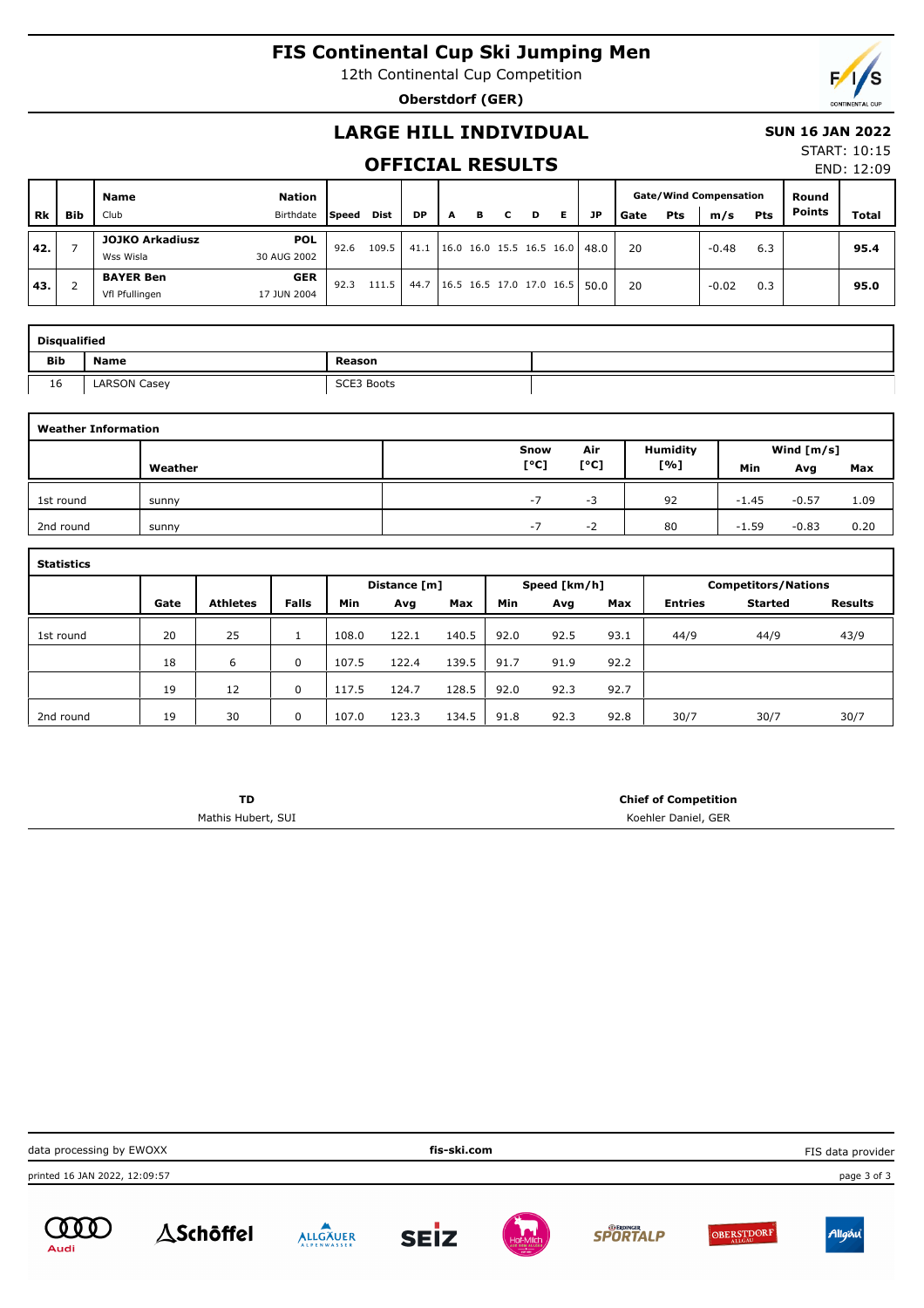# FIS Continental Cup Ski Jumping Men

12th Continental Cup Competition

**Oberstdorf (GER)**

## LARGE HILL INDIVIDUAL

## OFFICIAL RESULTS

**SUN 16 JAN 2022**

START: 10:15

END: 12:09

| Rk | Bib | Name / Club | Nation / Birthdate | Speed | Dist | DP | A | B | C | D | E | JP | Gate | Pts | m/s | Pts | Round Points | Total |
|---|---|---|---|---|---|---|---|---|---|---|---|---|---|---|---|---|---|---|
| 42. | 7 | **JOJKO Arkadiusz** Wss Wisla | **POL** 30 AUG 2002 | 92.6 | 109.5 | 41.1 | 16.0 | 16.0 | 15.5 | 16.5 | 16.0 | 48.0 | 20 | | -0.48 | 6.3 | | **95.4** |
| 43. | 2 | **BAYER Ben** Vfl Pfullingen | **GER** 17 JUN 2004 | 92.3 | 111.5 | 44.7 | 16.5 | 16.5 | 17.0 | 17.0 | 16.5 | 50.0 | 20 | | -0.02 | 0.3 | | **95.0** |

### Disqualified

| Bib | Name | Reason |
|---|---|---|
| 16 | LARSON Casey | SCE3 Boots |

### Weather Information

| | Weather | Snow [°C] | Air [°C] | Humidity [%] | Wind [m/s] Min | Avg | Max |
|---|---|---|---|---|---|---|---|
| 1st round | sunny | -7 | -3 | 92 | -1.45 | -0.57 | 1.09 |
| 2nd round | sunny | -7 | -2 | 80 | -1.59 | -0.83 | 0.20 |

### Statistics

| | Gate | Athletes | Falls | Distance [m] Min | Avg | Max | Speed [km/h] Min | Avg | Max | Entries | Started | Results |
|---|---|---|---|---|---|---|---|---|---|---|---|---|
| 1st round | 20 | 25 | 1 | 108.0 | 122.1 | 140.5 | 92.0 | 92.5 | 93.1 | 44/9 | 44/9 | 43/9 |
| | 18 | 6 | 0 | 107.5 | 122.4 | 139.5 | 91.7 | 91.9 | 92.2 | | | |
| | 19 | 12 | 0 | 117.5 | 124.7 | 128.5 | 92.0 | 92.3 | 92.7 | | | |
| 2nd round | 19 | 30 | 0 | 107.0 | 123.3 | 134.5 | 91.8 | 92.3 | 92.8 | 30/7 | 30/7 | 30/7 |

**TD**
Mathis Hubert, SUI

**Chief of Competition**
Koehler Daniel, GER

data processing by EWOXX — fis-ski.com — FIS data provider

printed 16 JAN 2022, 12:09:57